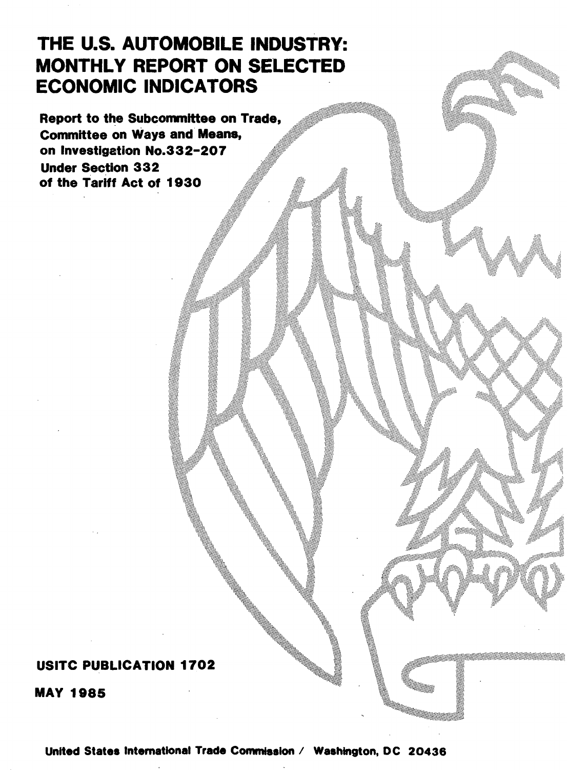# THE U.S. AUTOMOBILE INDUSTRY: MONTHLY REPORT ON SELECTED ECONOMIC INDICATORS

**Report to the Subcommittee on Trade, Committee on Ways and Means, on Investigation No.332-207 Under Section 332 of the Tariff Act of 1930**

**USITC PUBLICATION 1702**

**MAY 1985**

**United States International Trade Commission / Washington, DC 20436**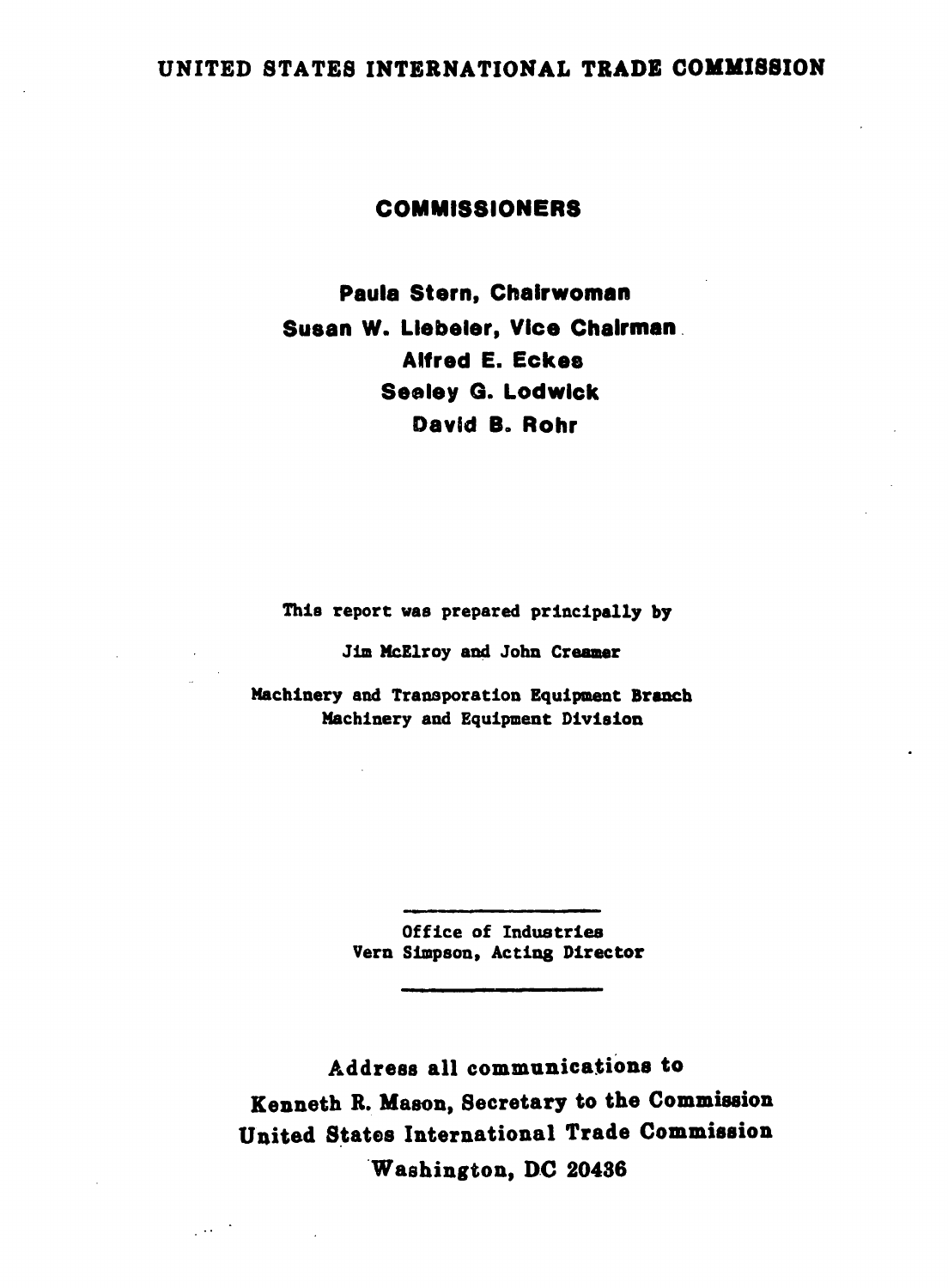# UNITED STATES INTERNATIONAL TRADE COMMISSION

## COMMISSIONERS

**Paula Stern, Chairwoman**
**Susan W. Liebeler, Vice Chairman**
**Alfred E. Eckes**
**Seeley G. Lodwick**
**David B. Rohr**

This report was prepared principally by

Jim McElroy and John Creamer

Machinery and Transporation Equipment Branch
Machinery and Equipment Division

---

Office of Industries
Vern Simpson, Acting Director

---

**Address all communications to**
**Kenneth R. Mason, Secretary to the Commission**
**United States International Trade Commission**
**Washington, DC 20436**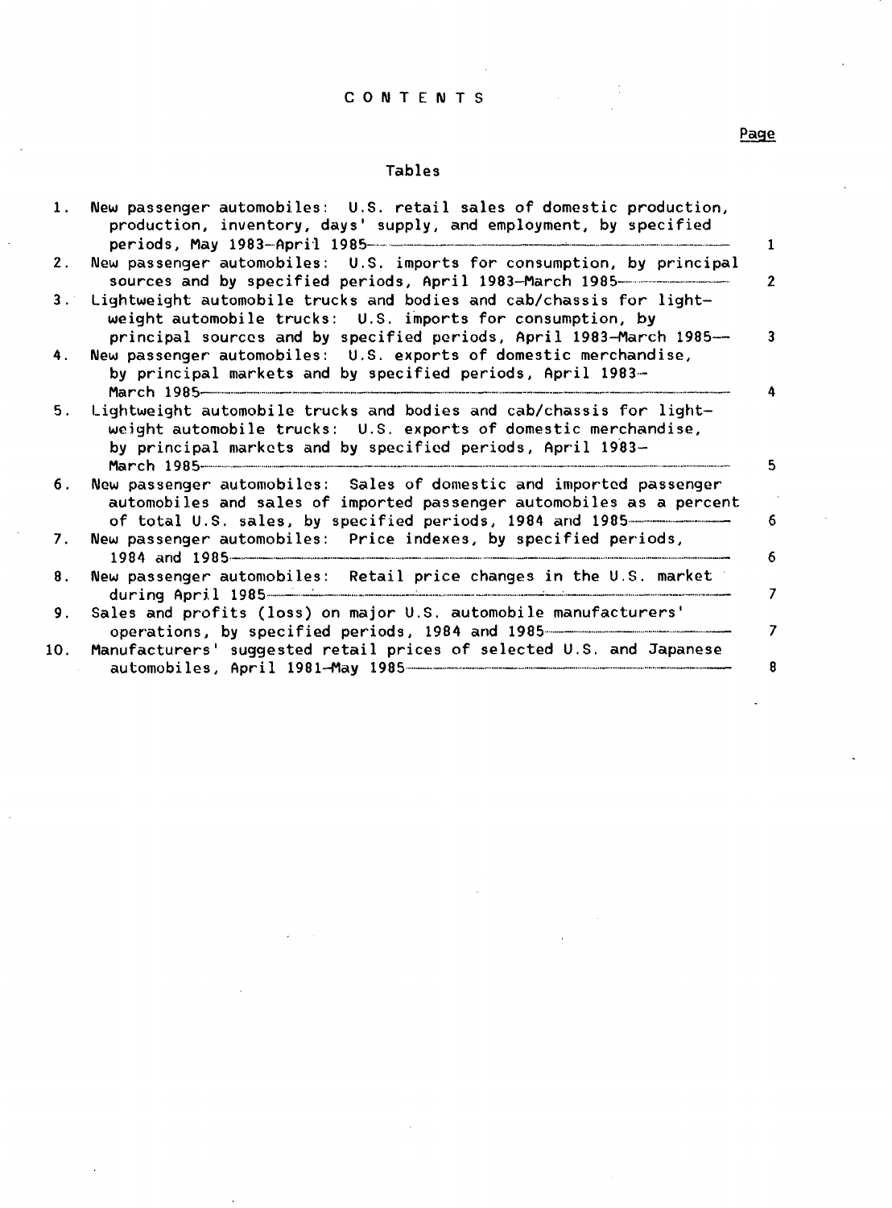# CONTENTS

Page

## Tables

| | | Page |
|---|---|---|
| 1. | New passenger automobiles: U.S. retail sales of domestic production, production, inventory, days' supply, and employment, by specified periods, May 1983–April 1985 | 1 |
| 2. | New passenger automobiles: U.S. imports for consumption, by principal sources and by specified periods, April 1983–March 1985 | 2 |
| 3. | Lightweight automobile trucks and bodies and cab/chassis for lightweight automobile trucks: U.S. imports for consumption, by principal sources and by specified periods, April 1983–March 1985 | 3 |
| 4. | New passenger automobiles: U.S. exports of domestic merchandise, by principal markets and by specified periods, April 1983–March 1985 | 4 |
| 5. | Lightweight automobile trucks and bodies and cab/chassis for lightweight automobile trucks: U.S. exports of domestic merchandise, by principal markets and by specified periods, April 1983–March 1985 | 5 |
| 6. | New passenger automobiles: Sales of domestic and imported passenger automobiles and sales of imported passenger automobiles as a percent of total U.S. sales, by specified periods, 1984 and 1985 | 6 |
| 7. | New passenger automobiles: Price indexes, by specified periods, 1984 and 1985 | 6 |
| 8. | New passenger automobiles: Retail price changes in the U.S. market during April 1985 | 7 |
| 9. | Sales and profits (loss) on major U.S. automobile manufacturers' operations, by specified periods, 1984 and 1985 | 7 |
| 10. | Manufacturers' suggested retail prices of selected U.S. and Japanese automobiles, April 1981–May 1985 | 8 |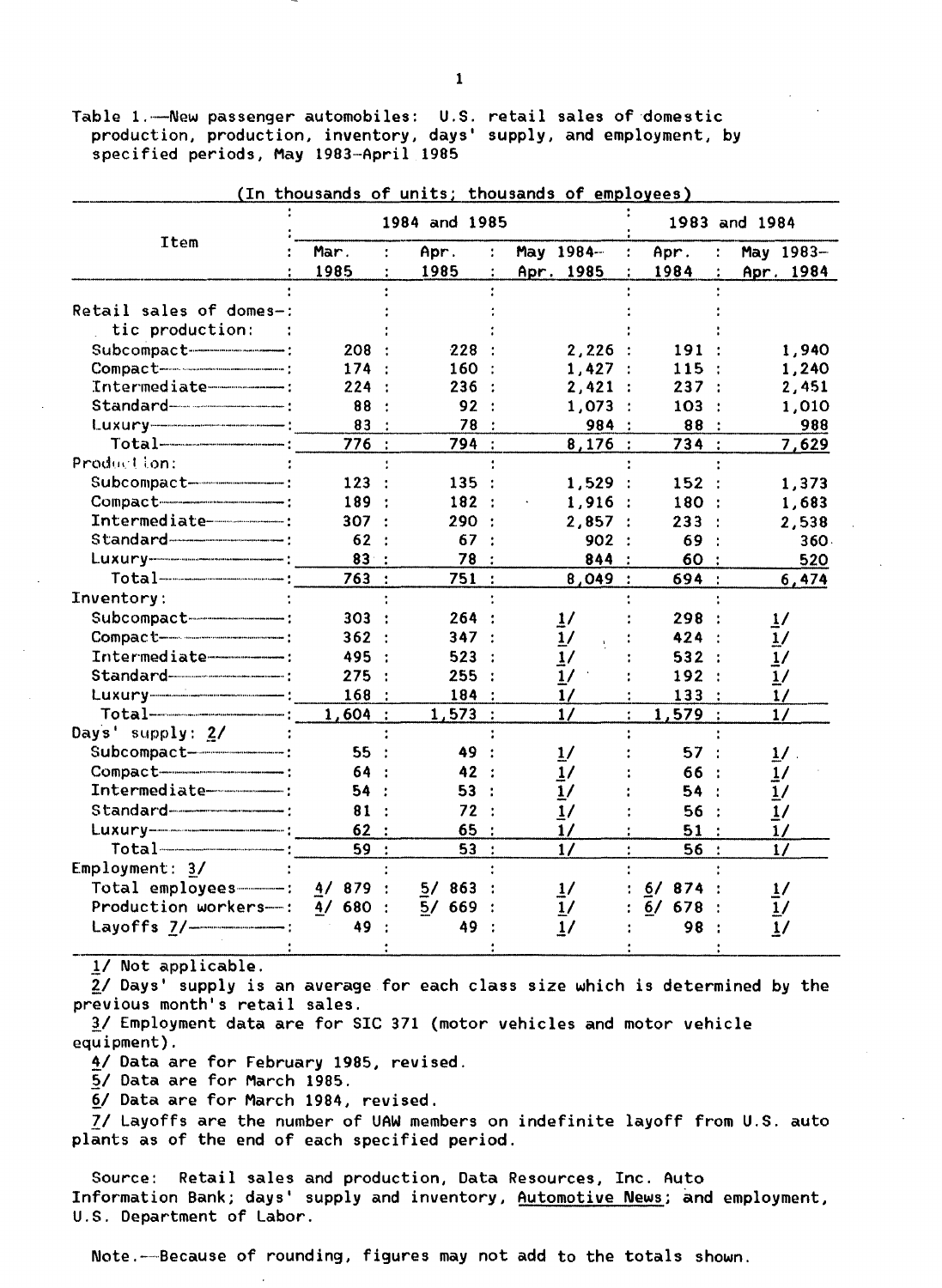Table 1.—New passenger automobiles: U.S. retail sales of domestic production, production, inventory, days' supply, and employment, by specified periods, May 1983–April 1985

(In thousands of units; thousands of employees)

| Item | 1984 and 1985 | | | 1983 and 1984 | |
|---|---|---|---|---|---|
| | Mar. 1985 | Apr. 1985 | May 1984–Apr. 1985 | Apr. 1984 | May 1983–Apr. 1984 |
| Retail sales of domestic production: | | | | | |
| Subcompact | 208 | 228 | 2,226 | 191 | 1,940 |
| Compact | 174 | 160 | 1,427 | 115 | 1,240 |
| Intermediate | 224 | 236 | 2,421 | 237 | 2,451 |
| Standard | 88 | 92 | 1,073 | 103 | 1,010 |
| Luxury | 83 | 78 | 984 | 88 | 988 |
| Total | 776 | 794 | 8,176 | 734 | 7,629 |
| Production: | | | | | |
| Subcompact | 123 | 135 | 1,529 | 152 | 1,373 |
| Compact | 189 | 182 | 1,916 | 180 | 1,683 |
| Intermediate | 307 | 290 | 2,857 | 233 | 2,538 |
| Standard | 62 | 67 | 902 | 69 | 360 |
| Luxury | 83 | 78 | 844 | 60 | 520 |
| Total | 763 | 751 | 8,049 | 694 | 6,474 |
| Inventory: | | | | | |
| Subcompact | 303 | 264 | 1/ | 298 | 1/ |
| Compact | 362 | 347 | 1/ | 424 | 1/ |
| Intermediate | 495 | 523 | 1/ | 532 | 1/ |
| Standard | 275 | 255 | 1/ | 192 | 1/ |
| Luxury | 168 | 184 | 1/ | 133 | 1/ |
| Total | 1,604 | 1,573 | 1/ | 1,579 | 1/ |
| Days' supply: 2/ | | | | | |
| Subcompact | 55 | 49 | 1/ | 57 | 1/ |
| Compact | 64 | 42 | 1/ | 66 | 1/ |
| Intermediate | 54 | 53 | 1/ | 54 | 1/ |
| Standard | 81 | 72 | 1/ | 56 | 1/ |
| Luxury | 62 | 65 | 1/ | 51 | 1/ |
| Total | 59 | 53 | 1/ | 56 | 1/ |
| Employment: 3/ | | | | | |
| Total employees | 4/ 879 | 5/ 863 | 1/ | 6/ 874 | 1/ |
| Production workers | 4/ 680 | 5/ 669 | 1/ | 6/ 678 | 1/ |
| Layoffs 7/ | 49 | 49 | 1/ | 98 | 1/ |

1/ Not applicable.

2/ Days' supply is an average for each class size which is determined by the previous month's retail sales.

3/ Employment data are for SIC 371 (motor vehicles and motor vehicle equipment).

4/ Data are for February 1985, revised.

5/ Data are for March 1985.

6/ Data are for March 1984, revised.

7/ Layoffs are the number of UAW members on indefinite layoff from U.S. auto plants as of the end of each specified period.

Source: Retail sales and production, Data Resources, Inc. Auto Information Bank; days' supply and inventory, Automotive News; and employment, U.S. Department of Labor.

Note.—Because of rounding, figures may not add to the totals shown.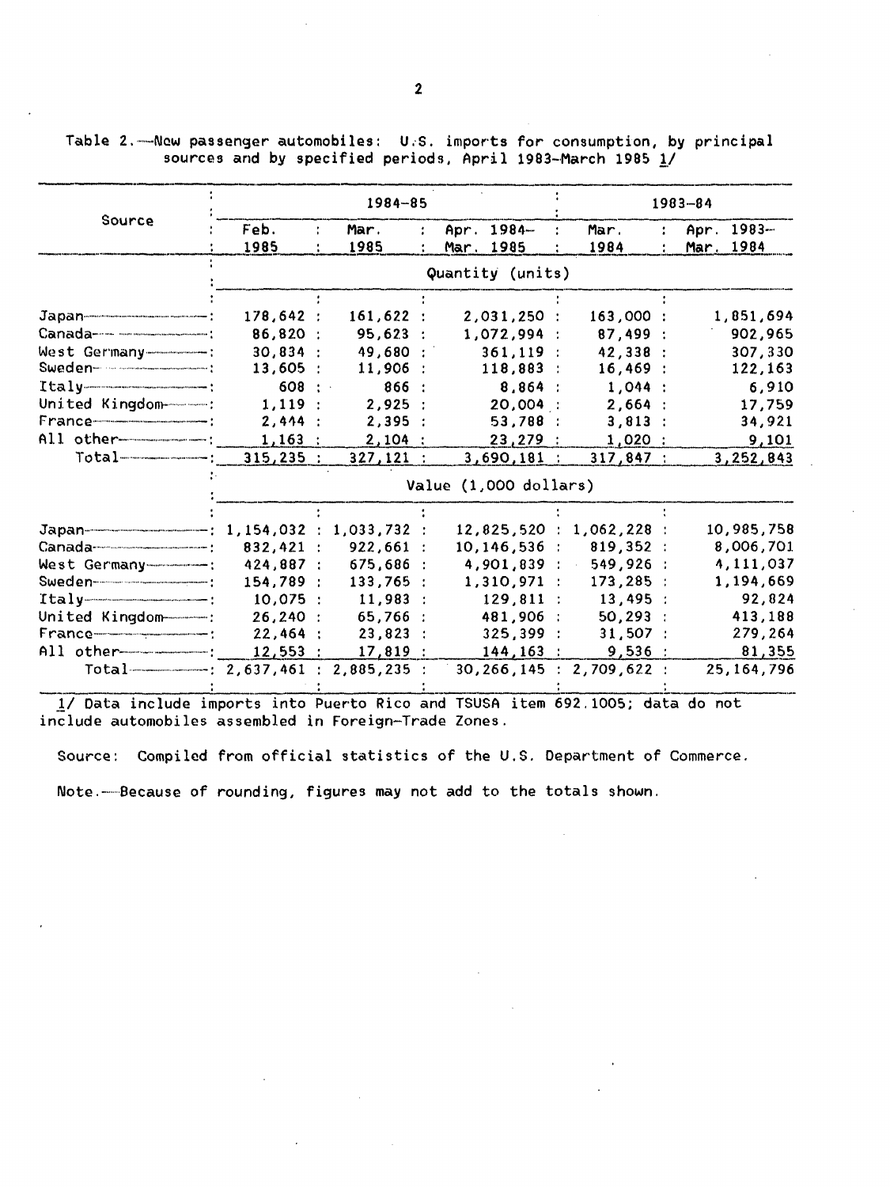Table 2.—New passenger automobiles: U.S. imports for consumption, by principal sources and by specified periods, April 1983–March 1985 1/

| Source | 1984–85 | | | 1983–84 | |
|---|---|---|---|---|---|
| | Feb. 1985 | Mar. 1985 | Apr. 1984–Mar. 1985 | Mar. 1984 | Apr. 1983–Mar. 1984 |
| | Quantity (units) | | | | |
| Japan | 178,642 | 161,622 | 2,031,250 | 163,000 | 1,851,694 |
| Canada | 86,820 | 95,623 | 1,072,994 | 87,499 | 902,965 |
| West Germany | 30,834 | 49,680 | 361,119 | 42,338 | 307,330 |
| Sweden | 13,605 | 11,906 | 118,883 | 16,469 | 122,163 |
| Italy | 608 | 866 | 8,864 | 1,044 | 6,910 |
| United Kingdom | 1,119 | 2,925 | 20,004 | 2,664 | 17,759 |
| France | 2,444 | 2,395 | 53,788 | 3,813 | 34,921 |
| All other | 1,163 | 2,104 | 23,279 | 1,020 | 9,101 |
| Total | 315,235 | 327,121 | 3,690,181 | 317,847 | 3,252,843 |
| | Value (1,000 dollars) | | | | |
| Japan | 1,154,032 | 1,033,732 | 12,825,520 | 1,062,228 | 10,985,758 |
| Canada | 832,421 | 922,661 | 10,146,536 | 819,352 | 8,006,701 |
| West Germany | 424,887 | 675,686 | 4,901,839 | 549,926 | 4,111,037 |
| Sweden | 154,789 | 133,765 | 1,310,971 | 173,285 | 1,194,669 |
| Italy | 10,075 | 11,983 | 129,811 | 13,495 | 92,824 |
| United Kingdom | 26,240 | 65,766 | 481,906 | 50,293 | 413,188 |
| France | 22,464 | 23,823 | 325,399 | 31,507 | 279,264 |
| All other | 12,553 | 17,819 | 144,163 | 9,536 | 81,355 |
| Total | 2,637,461 | 2,885,235 | 30,266,145 | 2,709,622 | 25,164,796 |

1/ Data include imports into Puerto Rico and TSUSA item 692.1005; data do not include automobiles assembled in Foreign-Trade Zones.

Source: Compiled from official statistics of the U.S. Department of Commerce.

Note.—Because of rounding, figures may not add to the totals shown.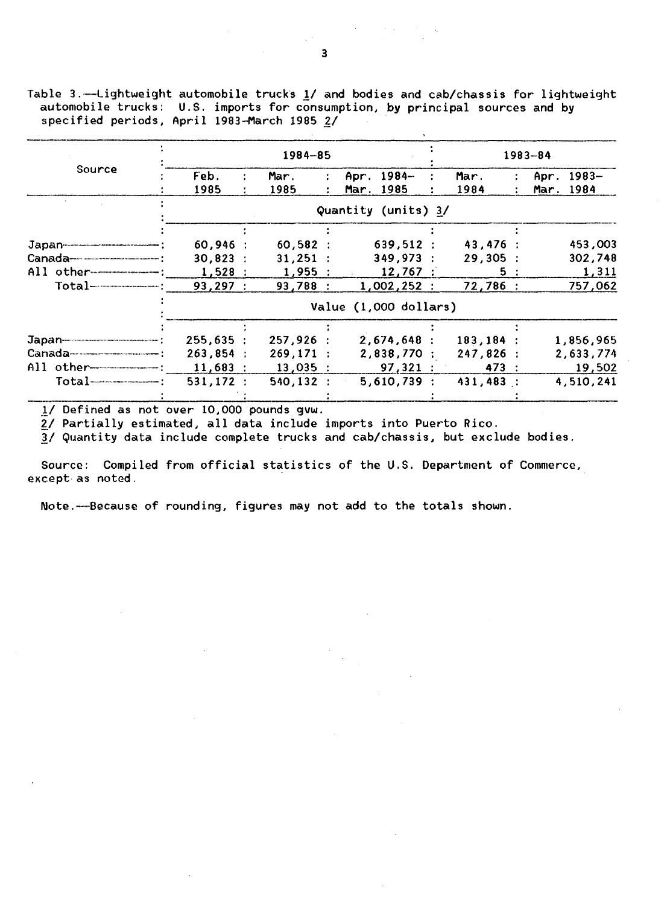Table 3.—Lightweight automobile trucks 1/ and bodies and cab/chassis for lightweight automobile trucks: U.S. imports for consumption, by principal sources and by specified periods, April 1983–March 1985 2/

| Source | 1984–85 | | | 1983–84 | |
|---|---|---|---|---|---|
| | Feb. 1985 | Mar. 1985 | Apr. 1984– Mar. 1985 | Mar. 1984 | Apr. 1983– Mar. 1984 |
| | Quantity (units) 3/ | | | | |
| Japan | 60,946 | 60,582 | 639,512 | 43,476 | 453,003 |
| Canada | 30,823 | 31,251 | 349,973 | 29,305 | 302,748 |
| All other | 1,528 | 1,955 | 12,767 | 5 | 1,311 |
| Total | 93,297 | 93,788 | 1,002,252 | 72,786 | 757,062 |
| | Value (1,000 dollars) | | | | |
| Japan | 255,635 | 257,926 | 2,674,648 | 183,184 | 1,856,965 |
| Canada | 263,854 | 269,171 | 2,838,770 | 247,826 | 2,633,774 |
| All other | 11,683 | 13,035 | 97,321 | 473 | 19,502 |
| Total | 531,172 | 540,132 | 5,610,739 | 431,483 | 4,510,241 |

1/ Defined as not over 10,000 pounds gvw.

2/ Partially estimated, all data include imports into Puerto Rico.

3/ Quantity data include complete trucks and cab/chassis, but exclude bodies.

Source: Compiled from official statistics of the U.S. Department of Commerce, except as noted.

Note.—Because of rounding, figures may not add to the totals shown.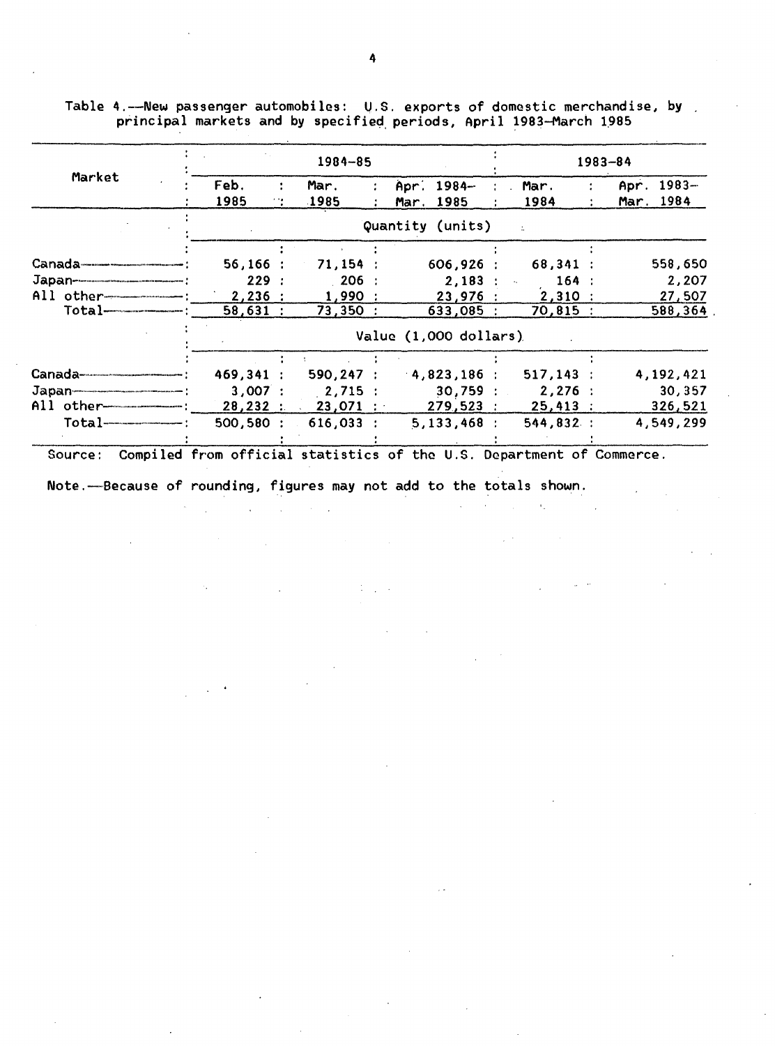Table 4.—New passenger automobiles: U.S. exports of domestic merchandise, by principal markets and by specified periods, April 1983–March 1985

| Market | 1984–85 | | | 1983–84 | |
|---|---|---|---|---|---|
| | Feb. 1985 | Mar. 1985 | Apr. 1984–Mar. 1985 | Mar. 1984 | Apr. 1983–Mar. 1984 |
| | Quantity (units) | | | | |
| Canada | 56,166 | 71,154 | 606,926 | 68,341 | 558,650 |
| Japan | 229 | 206 | 2,183 | 164 | 2,207 |
| All other | 2,236 | 1,990 | 23,976 | 2,310 | 27,507 |
| Total | 58,631 | 73,350 | 633,085 | 70,815 | 588,364 |
| | Value (1,000 dollars) | | | | |
| Canada | 469,341 | 590,247 | 4,823,186 | 517,143 | 4,192,421 |
| Japan | 3,007 | 2,715 | 30,759 | 2,276 | 30,357 |
| All other | 28,232 | 23,071 | 279,523 | 25,413 | 326,521 |
| Total | 500,580 | 616,033 | 5,133,468 | 544,832 | 4,549,299 |

Source: Compiled from official statistics of the U.S. Department of Commerce.

Note.—Because of rounding, figures may not add to the totals shown.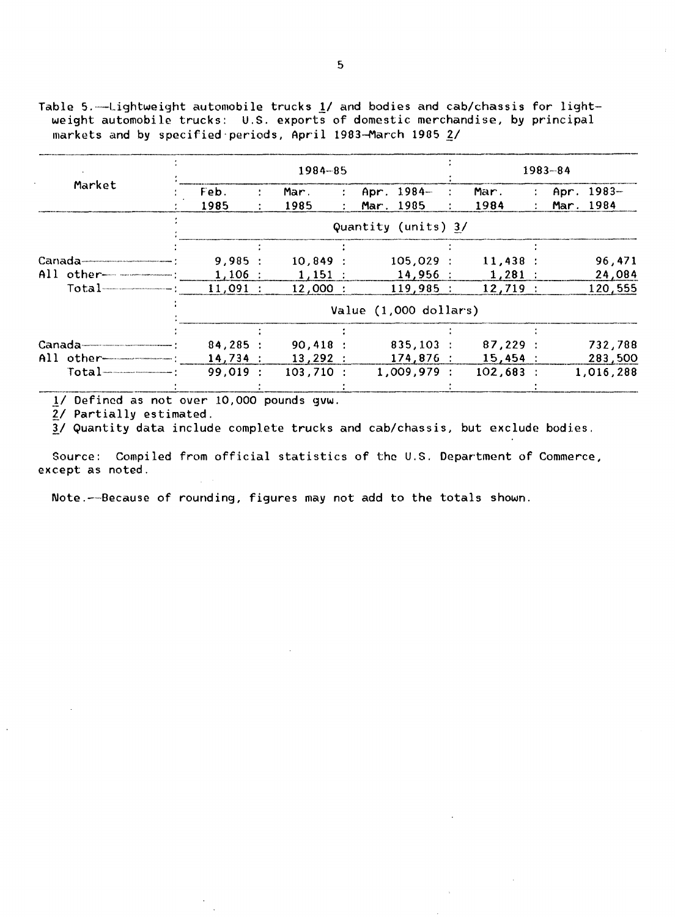Table 5.—Lightweight automobile trucks 1/ and bodies and cab/chassis for lightweight automobile trucks: U.S. exports of domestic merchandise, by principal markets and by specified periods, April 1983–March 1985 2/

| Market | 1984–85 | | | 1983–84 | |
|---|---|---|---|---|---|
| | Feb. 1985 | Mar. 1985 | Apr. 1984– Mar. 1985 | Mar. 1984 | Apr. 1983– Mar. 1984 |
| | Quantity (units) 3/ | | | | |
| Canada | 9,985 | 10,849 | 105,029 | 11,438 | 96,471 |
| All other | 1,106 | 1,151 | 14,956 | 1,281 | 24,084 |
| Total | 11,091 | 12,000 | 119,985 | 12,719 | 120,555 |
| | Value (1,000 dollars) | | | | |
| Canada | 84,285 | 90,418 | 835,103 | 87,229 | 732,788 |
| All other | 14,734 | 13,292 | 174,876 | 15,454 | 283,500 |
| Total | 99,019 | 103,710 | 1,009,979 | 102,683 | 1,016,288 |

1/ Defined as not over 10,000 pounds gvw.

2/ Partially estimated.

3/ Quantity data include complete trucks and cab/chassis, but exclude bodies.

Source: Compiled from official statistics of the U.S. Department of Commerce, except as noted.

Note.—Because of rounding, figures may not add to the totals shown.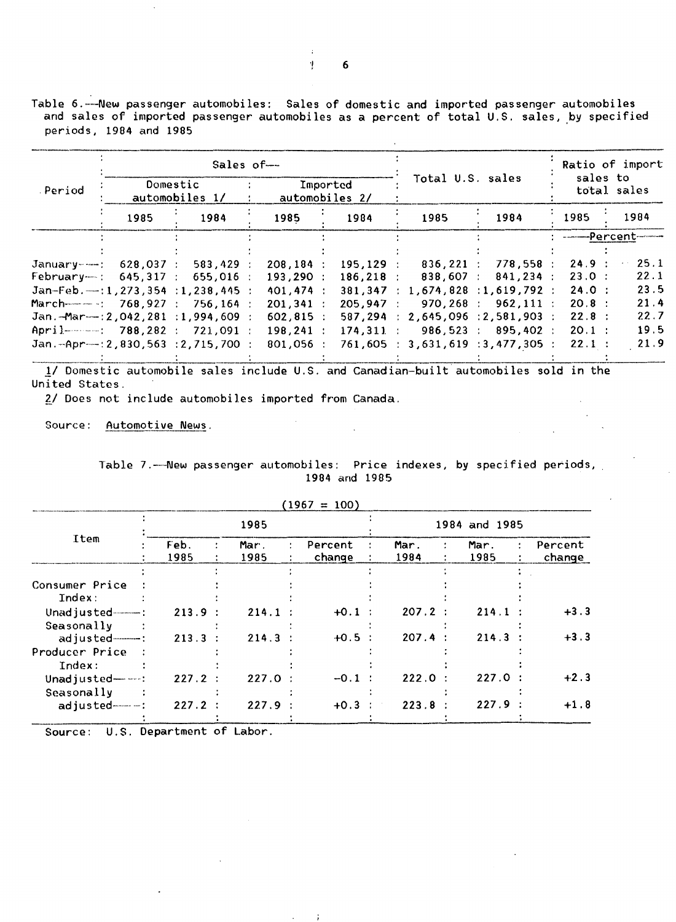Table 6.—New passenger automobiles: Sales of domestic and imported passenger automobiles and sales of imported passenger automobiles as a percent of total U.S. sales, by specified periods, 1984 and 1985

| Period | Sales of— | | | | Total U.S. sales | | Ratio of import sales to total sales | |
|---|---|---|---|---|---|---|---|---|
| | Domestic automobiles 1/ | | Imported automobiles 2/ | | | | | |
| | 1985 | 1984 | 1985 | 1984 | 1985 | 1984 | 1985 | 1984 |
| | | | | | | | Percent | |
| January | 628,037 | 583,429 | 208,184 | 195,129 | 836,221 | 778,558 | 24.9 | 25.1 |
| February | 645,317 | 655,016 | 193,290 | 186,218 | 838,607 | 841,234 | 23.0 | 22.1 |
| Jan-Feb. | 1,273,354 | 1,238,445 | 401,474 | 381,347 | 1,674,828 | 1,619,792 | 24.0 | 23.5 |
| March | 768,927 | 756,164 | 201,341 | 205,947 | 970,268 | 962,111 | 20.8 | 21.4 |
| Jan.-Mar. | 2,042,281 | 1,994,609 | 602,815 | 587,294 | 2,645,096 | 2,581,903 | 22.8 | 22.7 |
| April | 788,282 | 721,091 | 198,241 | 174,311 | 986,523 | 895,402 | 20.1 | 19.5 |
| Jan.-Apr. | 2,830,563 | 2,715,700 | 801,056 | 761,605 | 3,631,619 | 3,477,305 | 22.1 | 21.9 |

1/ Domestic automobile sales include U.S. and Canadian-built automobiles sold in the United States.

2/ Does not include automobiles imported from Canada.

Source: *Automotive News*.

Table 7.—New passenger automobiles: Price indexes, by specified periods, 1984 and 1985

(1967 = 100)

| Item | 1985 | | | 1984 and 1985 | | |
|---|---|---|---|---|---|---|
| | Feb. 1985 | Mar. 1985 | Percent change | Mar. 1984 | Mar. 1985 | Percent change |
| Consumer Price Index: | | | | | | |
| Unadjusted | 213.9 | 214.1 | +0.1 | 207.2 | 214.1 | +3.3 |
| Seasonally adjusted | 213.3 | 214.3 | +0.5 | 207.4 | 214.3 | +3.3 |
| Producer Price Index: | | | | | | |
| Unadjusted | 227.2 | 227.0 | -0.1 | 222.0 | 227.0 | +2.3 |
| Seasonally adjusted | 227.2 | 227.9 | +0.3 | 223.8 | 227.9 | +1.8 |

Source: U.S. Department of Labor.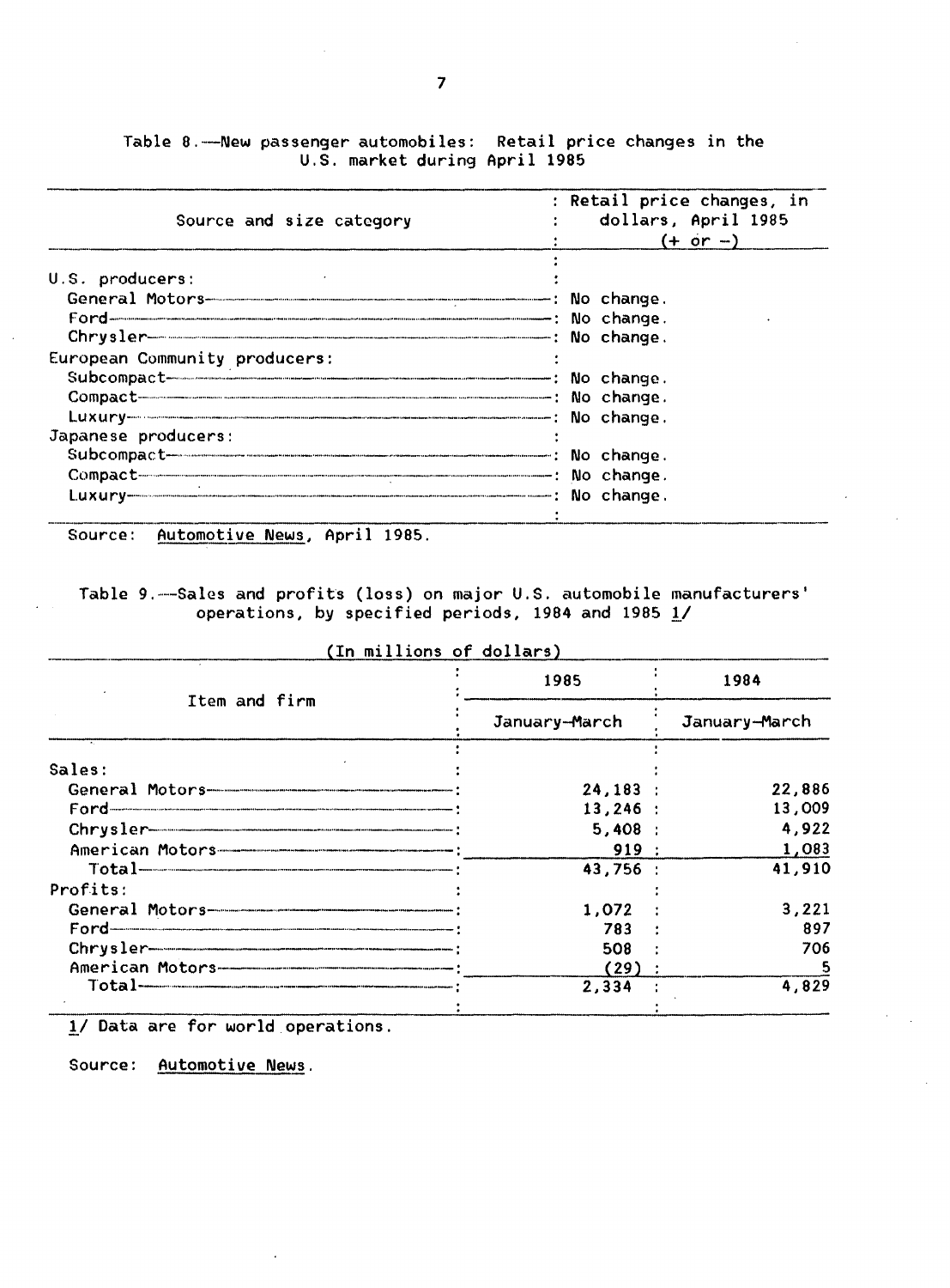Table 8.—New passenger automobiles: Retail price changes in the U.S. market during April 1985

| Source and size category | Retail price changes, in dollars, April 1985 (+ or –) |
|---|---|
| U.S. producers: | |
| General Motors | No change. |
| Ford | No change. |
| Chrysler | No change. |
| European Community producers: | |
| Subcompact | No change. |
| Compact | No change. |
| Luxury | No change. |
| Japanese producers: | |
| Subcompact | No change. |
| Compact | No change. |
| Luxury | No change. |

Source: Automotive News, April 1985.

Table 9.—Sales and profits (loss) on major U.S. automobile manufacturers' operations, by specified periods, 1984 and 1985 1/

(In millions of dollars)

| Item and firm | 1985 | 1984 |
|---|---|---|
| | January-March | January-March |
| Sales: | | |
| General Motors | 24,183 | 22,886 |
| Ford | 13,246 | 13,009 |
| Chrysler | 5,408 | 4,922 |
| American Motors | 919 | 1,083 |
| Total | 43,756 | 41,910 |
| Profits: | | |
| General Motors | 1,072 | 3,221 |
| Ford | 783 | 897 |
| Chrysler | 508 | 706 |
| American Motors | (29) | 5 |
| Total | 2,334 | 4,829 |

1/ Data are for world operations.

Source: Automotive News.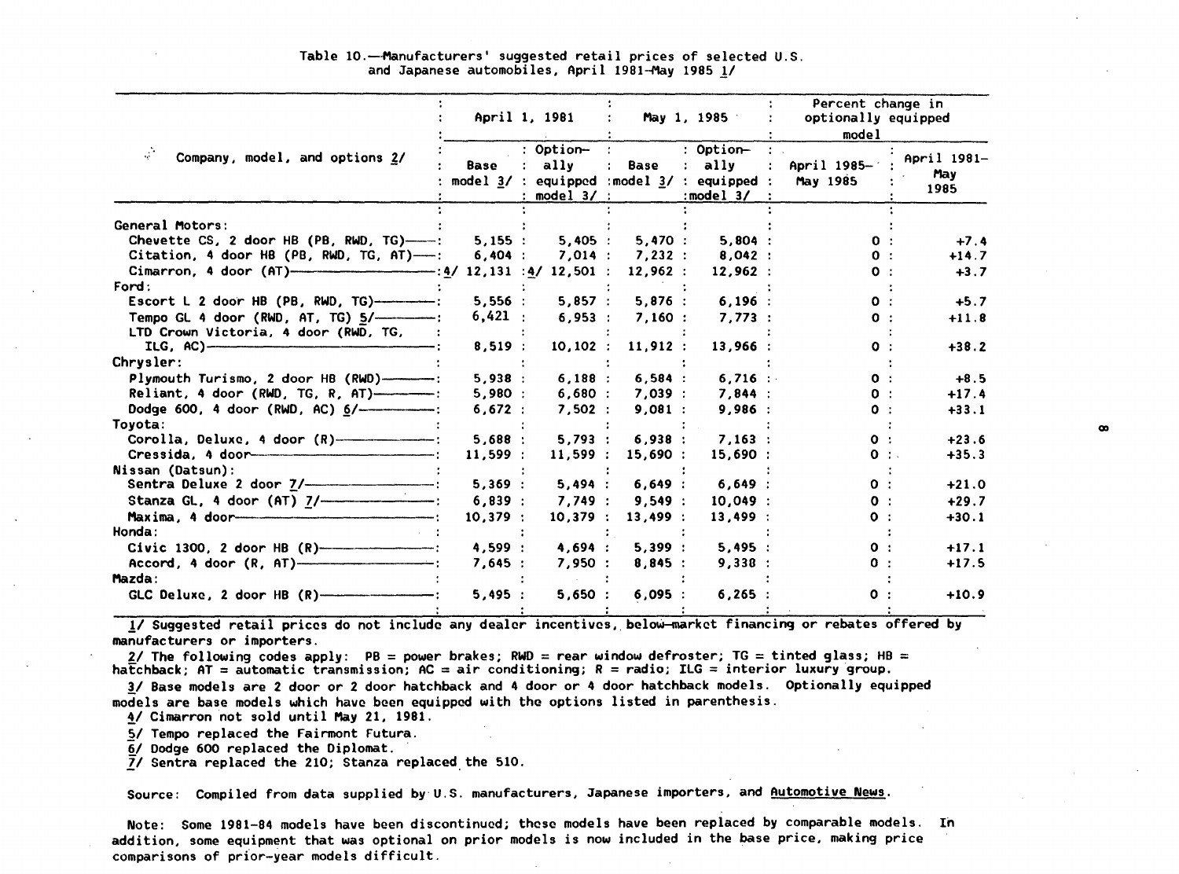Table 10.—Manufacturers' suggested retail prices of selected U.S. and Japanese automobiles, April 1981–May 1985 1/

| Company, model, and options 2/ | April 1, 1981 | | May 1, 1985 | | Percent change in optionally equipped model | |
|---|---|---|---|---|---|---|
| | Base model 3/ | Optionally equipped model 3/ | Base model 3/ | Optionally equipped model 3/ | April 1985–May 1985 | April 1981–May 1985 |
| General Motors: | | | | | | |
| Chevette CS, 2 door HB (PB, RWD, TG) | 5,155 | 5,405 | 5,470 | 5,804 | 0 | +7.4 |
| Citation, 4 door HB (PB, RWD, TG, AT) | 6,404 | 7,014 | 7,232 | 8,042 | 0 | +14.7 |
| Cimarron, 4 door (AT) | 4/ 12,131 | 4/ 12,501 | 12,962 | 12,962 | 0 | +3.7 |
| Ford: | | | | | | |
| Escort L 2 door HB (PB, RWD, TG) | 5,556 | 5,857 | 5,876 | 6,196 | 0 | +5.7 |
| Tempo GL 4 door (RWD, AT, TG) 5/ | 6,421 | 6,953 | 7,160 | 7,773 | 0 | +11.8 |
| LTD Crown Victoria, 4 door (RWD, TG, ILG, AC) | 8,519 | 10,102 | 11,912 | 13,966 | 0 | +38.2 |
| Chrysler: | | | | | | |
| Plymouth Turismo, 2 door HB (RWD) | 5,938 | 6,188 | 6,584 | 6,716 | 0 | +8.5 |
| Reliant, 4 door (RWD, TG, R, AT) | 5,980 | 6,680 | 7,039 | 7,844 | 0 | +17.4 |
| Dodge 600, 4 door (RWD, AC) 6/ | 6,672 | 7,502 | 9,081 | 9,986 | 0 | +33.1 |
| Toyota: | | | | | | |
| Corolla, Deluxe, 4 door (R) | 5,688 | 5,793 | 6,938 | 7,163 | 0 | +23.6 |
| Cressida, 4 door | 11,599 | 11,599 | 15,690 | 15,690 | 0 | +35.3 |
| Nissan (Datsun): | | | | | | |
| Sentra Deluxe 2 door 7/ | 5,369 | 5,494 | 6,649 | 6,649 | 0 | +21.0 |
| Stanza GL, 4 door (AT) 7/ | 6,839 | 7,749 | 9,549 | 10,049 | 0 | +29.7 |
| Maxima, 4 door | 10,379 | 10,379 | 13,499 | 13,499 | 0 | +30.1 |
| Honda: | | | | | | |
| Civic 1300, 2 door HB (R) | 4,599 | 4,694 | 5,399 | 5,495 | 0 | +17.1 |
| Accord, 4 door (R, AT) | 7,645 | 7,950 | 8,845 | 9,338 | 0 | +17.5 |
| Mazda: | | | | | | |
| GLC Deluxe, 2 door HB (R) | 5,495 | 5,650 | 6,095 | 6,265 | 0 | +10.9 |

1/ Suggested retail prices do not include any dealer incentives, below-market financing or rebates offered by manufacturers or importers.

2/ The following codes apply: PB = power brakes; RWD = rear window defroster; TG = tinted glass; HB = hatchback; AT = automatic transmission; AC = air conditioning; R = radio; ILG = interior luxury group.

3/ Base models are 2 door or 2 door hatchback and 4 door or 4 door hatchback models. Optionally equipped models are base models which have been equipped with the options listed in parenthesis.

4/ Cimarron not sold until May 21, 1981.

5/ Tempo replaced the Fairmont Futura.

6/ Dodge 600 replaced the Diplomat.

7/ Sentra replaced the 210; Stanza replaced the 510.

Source: Compiled from data supplied by U.S. manufacturers, Japanese importers, and *Automotive News*.

Note: Some 1981-84 models have been discontinued; these models have been replaced by comparable models. In addition, some equipment that was optional on prior models is now included in the base price, making price comparisons of prior-year models difficult.